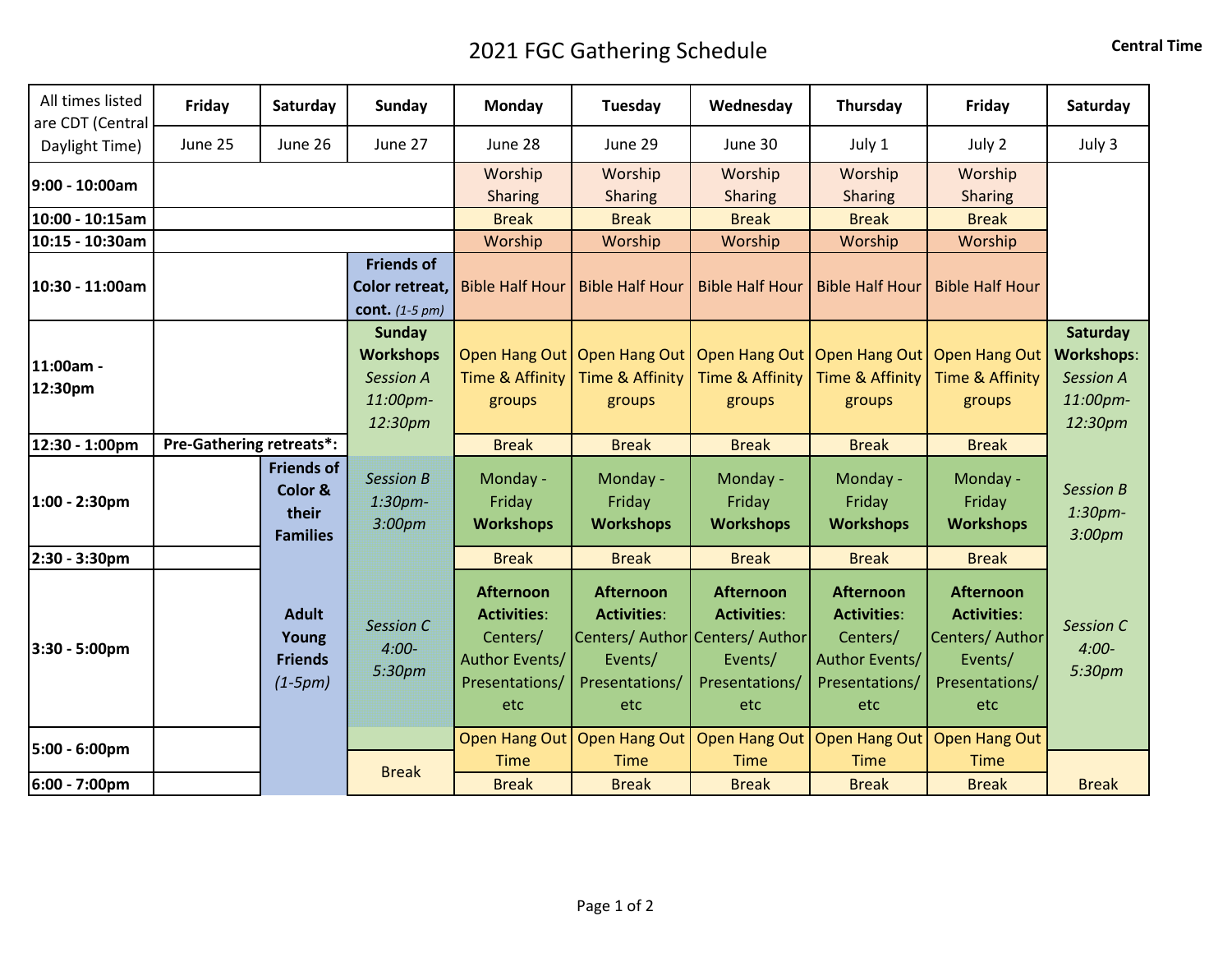# 2021 FGC Gathering Schedule

**Central Time**

| All times listed are CDT (Central Daylight Time) | **Friday** | **Saturday** | **Sunday** | **Monday** | **Tuesday** | **Wednesday** | **Thursday** | **Friday** | **Saturday** |
|---|---|---|---|---|---|---|---|---|---|
| | June 25 | June 26 | June 27 | June 28 | June 29 | June 30 | July 1 | July 2 | July 3 |
| **9:00 - 10:00am** | | | | Worship Sharing | Worship Sharing | Worship Sharing | Worship Sharing | Worship Sharing | |
| **10:00 - 10:15am** | | | | Break | Break | Break | Break | Break | |
| **10:15 - 10:30am** | | | | Worship | Worship | Worship | Worship | Worship | |
| **10:30 - 11:00am** | | | **Friends of Color retreat, cont.** *(1-5 pm)* | Bible Half Hour | Bible Half Hour | Bible Half Hour | Bible Half Hour | Bible Half Hour | |
| **11:00am - 12:30pm** | | | **Sunday Workshops** *Session A 11:00pm-12:30pm* | Open Hang Out Time & Affinity groups | Open Hang Out Time & Affinity groups | Open Hang Out Time & Affinity groups | Open Hang Out Time & Affinity groups | Open Hang Out Time & Affinity groups | **Saturday Workshops**: *Session A 11:00pm-12:30pm* |
| **12:30 - 1:00pm** | **Pre-Gathering retreats*:** | | | Break | Break | Break | Break | Break | |
| **1:00 - 2:30pm** | | **Friends of Color & their Families** | *Session B 1:30pm-3:00pm* | Monday - Friday **Workshops** | Monday - Friday **Workshops** | Monday - Friday **Workshops** | Monday - Friday **Workshops** | Monday - Friday **Workshops** | *Session B 1:30pm-3:00pm* |
| **2:30 - 3:30pm** | | | | Break | Break | Break | Break | Break | |
| **3:30 - 5:00pm** | | **Adult Young Friends** *(1-5pm)* | *Session C 4:00-5:30pm* | **Afternoon Activities**: Centers/ Author Events/ Presentations/ etc | **Afternoon Activities**: Centers/ Author Events/ Presentations/ etc | **Afternoon Activities**: Centers/ Author Events/ Presentations/ etc | **Afternoon Activities**: Centers/ Author Events/ Presentations/ etc | **Afternoon Activities**: Centers/ Author Events/ Presentations/ etc | *Session C 4:00-5:30pm* |
| **5:00 - 6:00pm** | | | Break | Open Hang Out Time | Open Hang Out Time | Open Hang Out Time | Open Hang Out Time | Open Hang Out Time | |
| **6:00 - 7:00pm** | | | | Break | Break | Break | Break | Break | Break |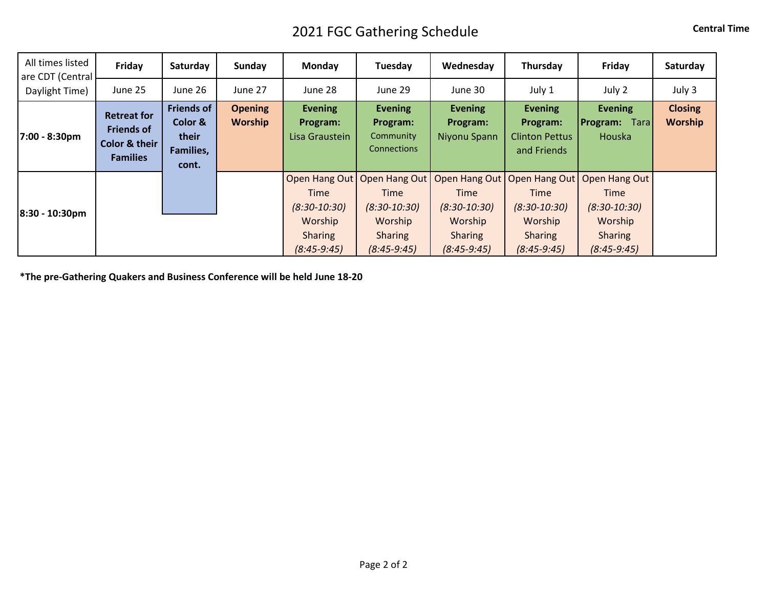# 2021 FGC Gathering Schedule

**Central Time**

| All times listed are CDT (Central Daylight Time) | **Friday** | **Saturday** | **Sunday** | **Monday** | **Tuesday** | **Wednesday** | **Thursday** | **Friday** | **Saturday** |
|---|---|---|---|---|---|---|---|---|---|
| | June 25 | June 26 | June 27 | June 28 | June 29 | June 30 | July 1 | July 2 | July 3 |
| **7:00 - 8:30pm** | **Retreat for Friends of Color & their Families** | **Friends of Color & their Families, cont.** | **Opening Worship** | **Evening Program:** Lisa Graustein | **Evening Program:** Community Connections | **Evening Program:** Niyonu Spann | **Evening Program:** Clinton Pettus and Friends | **Evening Program:** Tara Houska | **Closing Worship** |
| **8:30 - 10:30pm** | | | | Open Hang Out Time *(8:30-10:30)* Worship Sharing *(8:45-9:45)* | Open Hang Out Time *(8:30-10:30)* Worship Sharing *(8:45-9:45)* | Open Hang Out Time *(8:30-10:30)* Worship Sharing *(8:45-9:45)* | Open Hang Out Time *(8:30-10:30)* Worship Sharing *(8:45-9:45)* | Open Hang Out Time *(8:30-10:30)* Worship Sharing *(8:45-9:45)* | |

**\*The pre-Gathering Quakers and Business Conference will be held June 18-20**